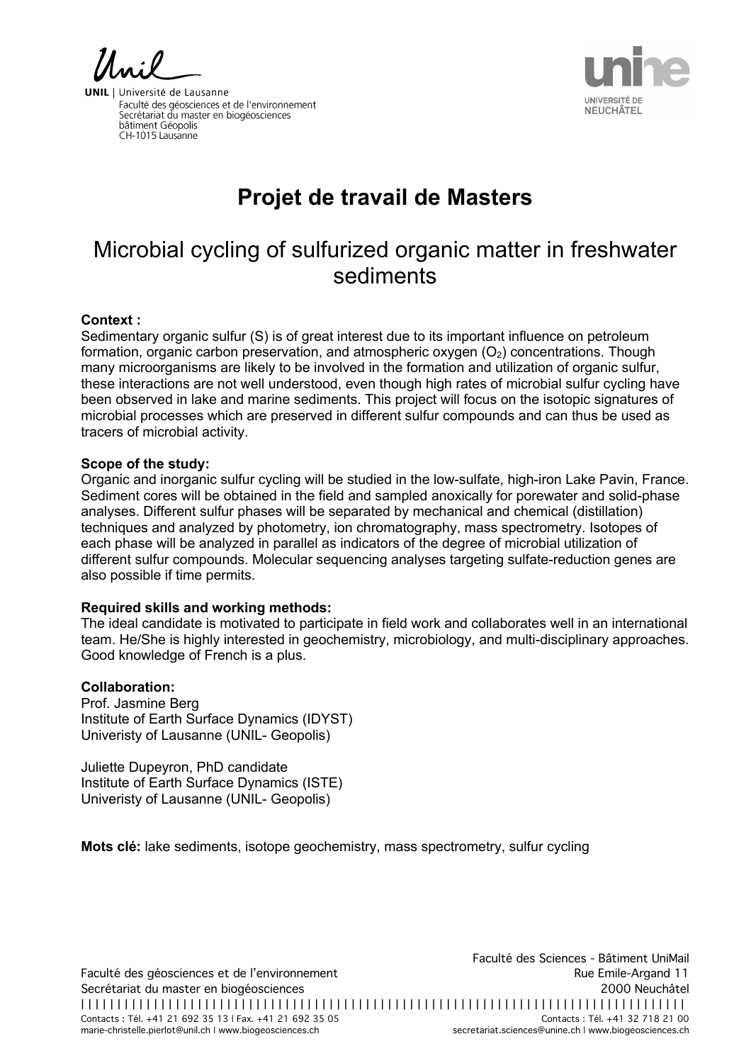**UNIL** | Université de Lausanne
Faculté des géosciences et de l'environnement
Secrétariat du master en biogéosciences
bâtiment Géopolis
CH-1015 Lausanne

UNIVERSITÉ DE NEUCHÂTEL

# Projet de travail de Masters

## Microbial cycling of sulfurized organic matter in freshwater sediments

**Context :**
Sedimentary organic sulfur (S) is of great interest due to its important influence on petroleum formation, organic carbon preservation, and atmospheric oxygen ($O_2$) concentrations. Though many microorganisms are likely to be involved in the formation and utilization of organic sulfur, these interactions are not well understood, even though high rates of microbial sulfur cycling have been observed in lake and marine sediments. This project will focus on the isotopic signatures of microbial processes which are preserved in different sulfur compounds and can thus be used as tracers of microbial activity.

**Scope of the study:**
Organic and inorganic sulfur cycling will be studied in the low-sulfate, high-iron Lake Pavin, France. Sediment cores will be obtained in the field and sampled anoxically for porewater and solid-phase analyses. Different sulfur phases will be separated by mechanical and chemical (distillation) techniques and analyzed by photometry, ion chromatography, mass spectrometry. Isotopes of each phase will be analyzed in parallel as indicators of the degree of microbial utilization of different sulfur compounds. Molecular sequencing analyses targeting sulfate-reduction genes are also possible if time permits.

**Required skills and working methods:**
The ideal candidate is motivated to participate in field work and collaborates well in an international team. He/She is highly interested in geochemistry, microbiology, and multi-disciplinary approaches. Good knowledge of French is a plus.

**Collaboration:**
Prof. Jasmine Berg
Institute of Earth Surface Dynamics (IDYST)
Univeristy of Lausanne (UNIL- Geopolis)

Juliette Dupeyron, PhD candidate
Institute of Earth Surface Dynamics (ISTE)
Univeristy of Lausanne (UNIL- Geopolis)

**Mots clé:** lake sediments, isotope geochemistry, mass spectrometry, sulfur cycling

Faculté des géosciences et de l'environnement
Secrétariat du master en biogéosciences
Contacts : Tél. +41 21 692 35 13 | Fax. +41 21 692 35 05
marie-christelle.pierlot@unil.ch | www.biogeosciences.ch

Faculté des Sciences - Bâtiment UniMail
Rue Emile-Argand 11
2000 Neuchâtel
Contacts : Tél. +41 32 718 21 00
secretariat.sciences@unine.ch | www.biogeosciences.ch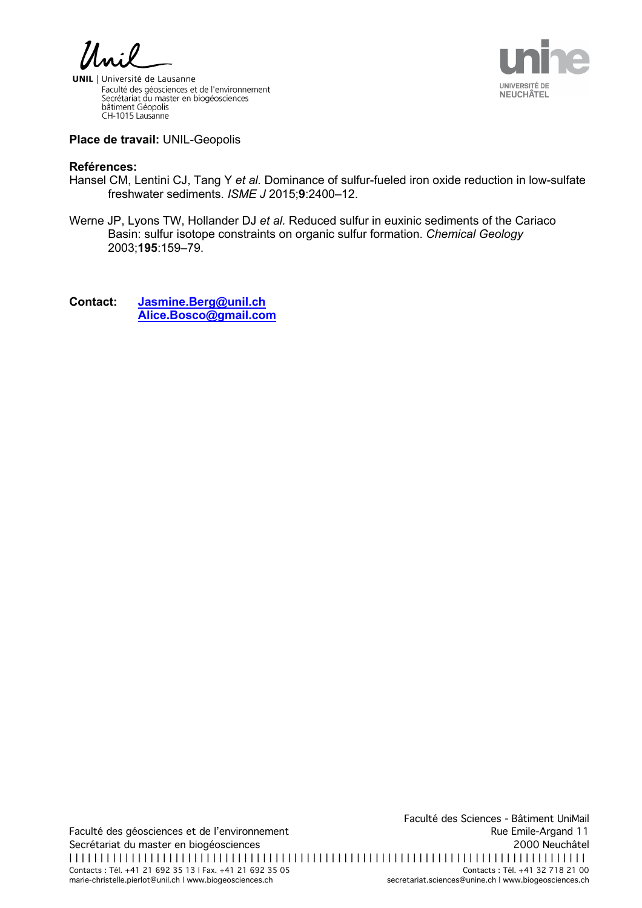**Place de travail:** UNIL-Geopolis

**Reférences:**

Hansel CM, Lentini CJ, Tang Y *et al*. Dominance of sulfur-fueled iron oxide reduction in low-sulfate freshwater sediments. *ISME J* 2015;**9**:2400–12.

Werne JP, Lyons TW, Hollander DJ *et al.* Reduced sulfur in euxinic sediments of the Cariaco Basin: sulfur isotope constraints on organic sulfur formation. *Chemical Geology* 2003;**195**:159–79.

**Contact:** Jasmine.Berg@unil.ch
Alice.Bosco@gmail.com